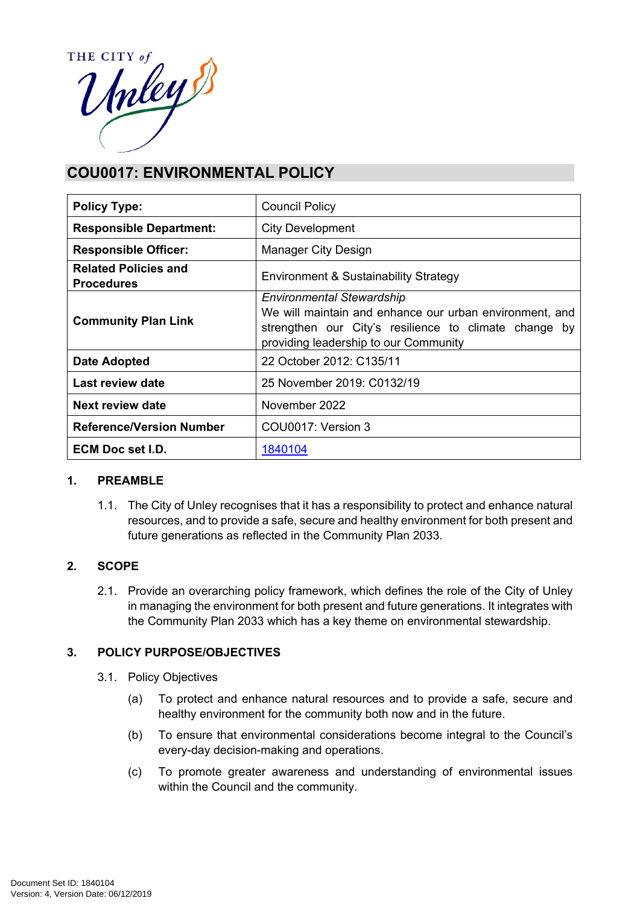# COU0017: ENVIRONMENTAL POLICY

| | |
|---|---|
| **Policy Type:** | Council Policy |
| **Responsible Department:** | City Development |
| **Responsible Officer:** | Manager City Design |
| **Related Policies and Procedures** | Environment & Sustainability Strategy |
| **Community Plan Link** | *Environmental Stewardship* We will maintain and enhance our urban environment, and strengthen our City's resilience to climate change by providing leadership to our Community |
| **Date Adopted** | 22 October 2012: C135/11 |
| **Last review date** | 25 November 2019: C0132/19 |
| **Next review date** | November 2022 |
| **Reference/Version Number** | COU0017: Version 3 |
| **ECM Doc set I.D.** | 1840104 |

## 1. PREAMBLE

1.1. The City of Unley recognises that it has a responsibility to protect and enhance natural resources, and to provide a safe, secure and healthy environment for both present and future generations as reflected in the Community Plan 2033.

## 2. SCOPE

2.1. Provide an overarching policy framework, which defines the role of the City of Unley in managing the environment for both present and future generations. It integrates with the Community Plan 2033 which has a key theme on environmental stewardship.

## 3. POLICY PURPOSE/OBJECTIVES

3.1. Policy Objectives

(a) To protect and enhance natural resources and to provide a safe, secure and healthy environment for the community both now and in the future.

(b) To ensure that environmental considerations become integral to the Council's every-day decision-making and operations.

(c) To promote greater awareness and understanding of environmental issues within the Council and the community.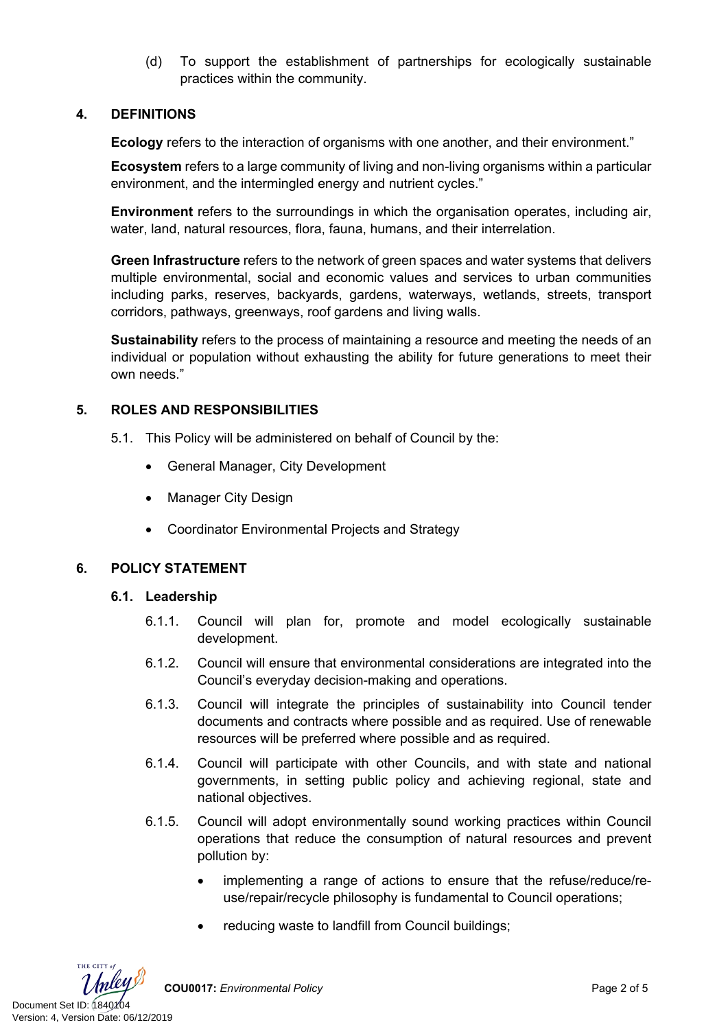(d) To support the establishment of partnerships for ecologically sustainable practices within the community.

## 4. DEFINITIONS

**Ecology** refers to the interaction of organisms with one another, and their environment."

**Ecosystem** refers to a large community of living and non-living organisms within a particular environment, and the intermingled energy and nutrient cycles."

**Environment** refers to the surroundings in which the organisation operates, including air, water, land, natural resources, flora, fauna, humans, and their interrelation.

**Green Infrastructure** refers to the network of green spaces and water systems that delivers multiple environmental, social and economic values and services to urban communities including parks, reserves, backyards, gardens, waterways, wetlands, streets, transport corridors, pathways, greenways, roof gardens and living walls.

**Sustainability** refers to the process of maintaining a resource and meeting the needs of an individual or population without exhausting the ability for future generations to meet their own needs."

## 5. ROLES AND RESPONSIBILITIES

5.1. This Policy will be administered on behalf of Council by the:

- General Manager, City Development
- Manager City Design
- Coordinator Environmental Projects and Strategy

## 6. POLICY STATEMENT

### 6.1. Leadership

6.1.1. Council will plan for, promote and model ecologically sustainable development.

6.1.2. Council will ensure that environmental considerations are integrated into the Council's everyday decision-making and operations.

6.1.3. Council will integrate the principles of sustainability into Council tender documents and contracts where possible and as required. Use of renewable resources will be preferred where possible and as required.

6.1.4. Council will participate with other Councils, and with state and national governments, in setting public policy and achieving regional, state and national objectives.

6.1.5. Council will adopt environmentally sound working practices within Council operations that reduce the consumption of natural resources and prevent pollution by:

- implementing a range of actions to ensure that the refuse/reduce/re-use/repair/recycle philosophy is fundamental to Council operations;
- reducing waste to landfill from Council buildings;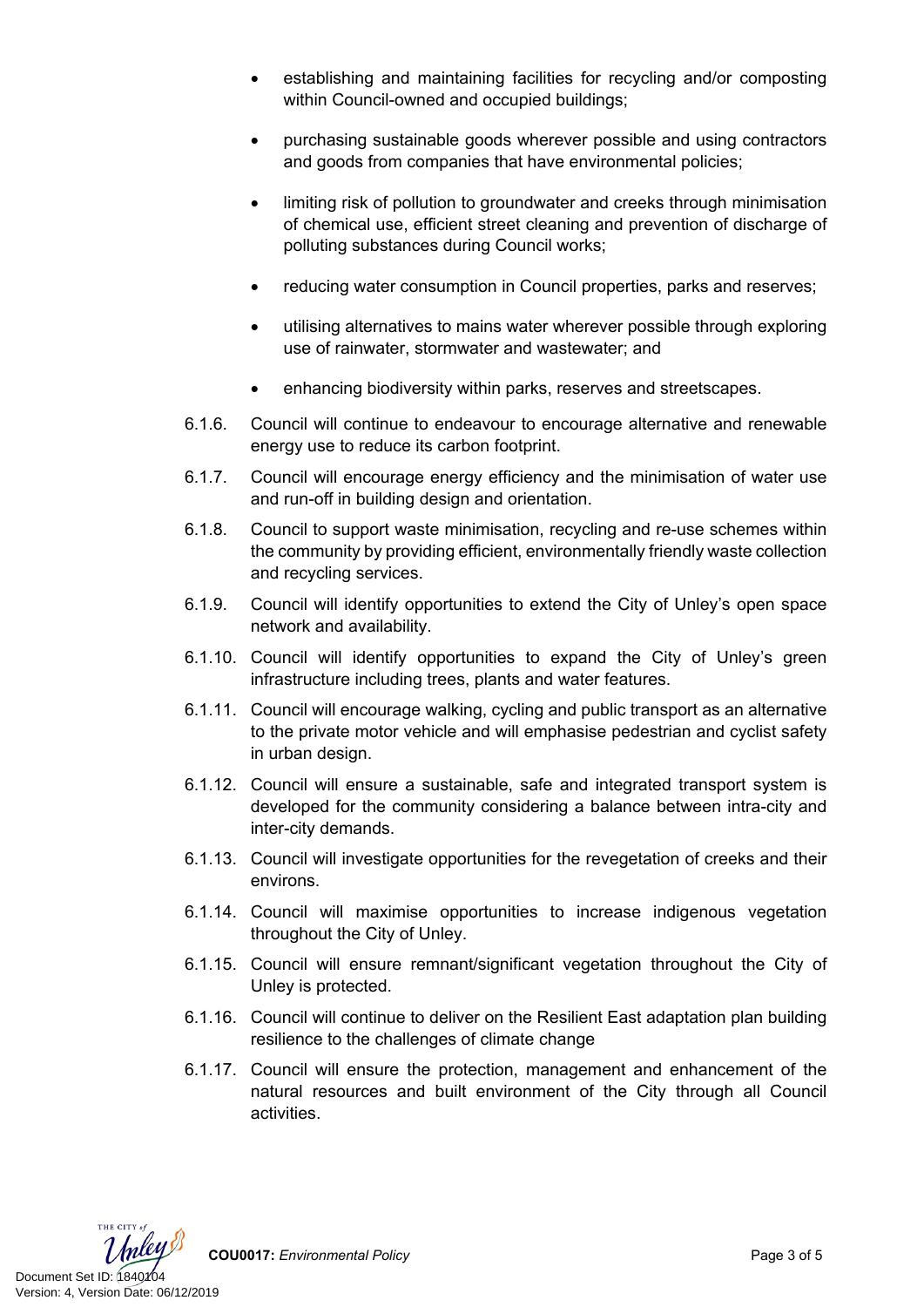- establishing and maintaining facilities for recycling and/or composting within Council-owned and occupied buildings;
- purchasing sustainable goods wherever possible and using contractors and goods from companies that have environmental policies;
- limiting risk of pollution to groundwater and creeks through minimisation of chemical use, efficient street cleaning and prevention of discharge of polluting substances during Council works;
- reducing water consumption in Council properties, parks and reserves;
- utilising alternatives to mains water wherever possible through exploring use of rainwater, stormwater and wastewater; and
- enhancing biodiversity within parks, reserves and streetscapes.

6.1.6. Council will continue to endeavour to encourage alternative and renewable energy use to reduce its carbon footprint.

6.1.7. Council will encourage energy efficiency and the minimisation of water use and run-off in building design and orientation.

6.1.8. Council to support waste minimisation, recycling and re-use schemes within the community by providing efficient, environmentally friendly waste collection and recycling services.

6.1.9. Council will identify opportunities to extend the City of Unley's open space network and availability.

6.1.10. Council will identify opportunities to expand the City of Unley's green infrastructure including trees, plants and water features.

6.1.11. Council will encourage walking, cycling and public transport as an alternative to the private motor vehicle and will emphasise pedestrian and cyclist safety in urban design.

6.1.12. Council will ensure a sustainable, safe and integrated transport system is developed for the community considering a balance between intra-city and inter-city demands.

6.1.13. Council will investigate opportunities for the revegetation of creeks and their environs.

6.1.14. Council will maximise opportunities to increase indigenous vegetation throughout the City of Unley.

6.1.15. Council will ensure remnant/significant vegetation throughout the City of Unley is protected.

6.1.16. Council will continue to deliver on the Resilient East adaptation plan building resilience to the challenges of climate change

6.1.17. Council will ensure the protection, management and enhancement of the natural resources and built environment of the City through all Council activities.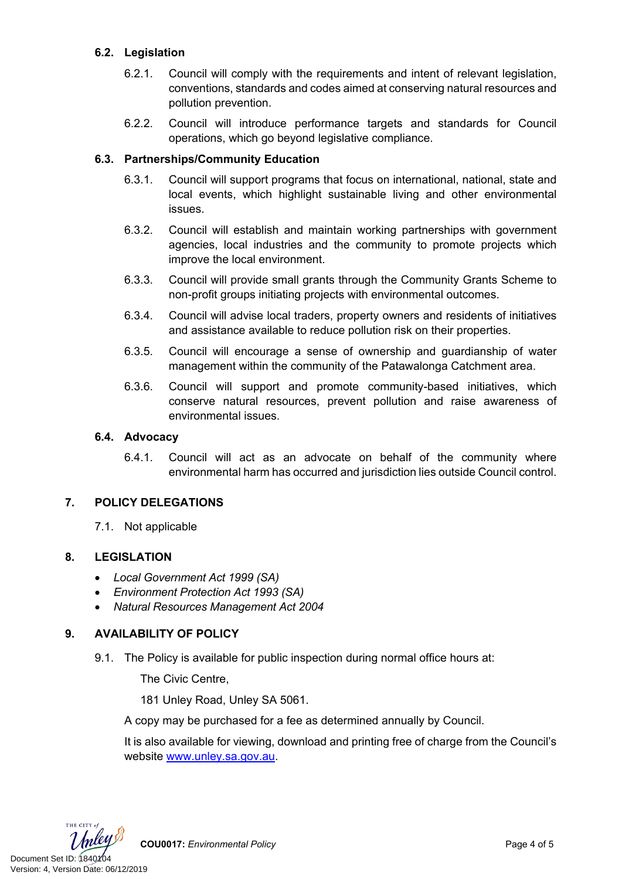### 6.2. Legislation

6.2.1. Council will comply with the requirements and intent of relevant legislation, conventions, standards and codes aimed at conserving natural resources and pollution prevention.

6.2.2. Council will introduce performance targets and standards for Council operations, which go beyond legislative compliance.

### 6.3. Partnerships/Community Education

6.3.1. Council will support programs that focus on international, national, state and local events, which highlight sustainable living and other environmental issues.

6.3.2. Council will establish and maintain working partnerships with government agencies, local industries and the community to promote projects which improve the local environment.

6.3.3. Council will provide small grants through the Community Grants Scheme to non-profit groups initiating projects with environmental outcomes.

6.3.4. Council will advise local traders, property owners and residents of initiatives and assistance available to reduce pollution risk on their properties.

6.3.5. Council will encourage a sense of ownership and guardianship of water management within the community of the Patawalonga Catchment area.

6.3.6. Council will support and promote community-based initiatives, which conserve natural resources, prevent pollution and raise awareness of environmental issues.

### 6.4. Advocacy

6.4.1. Council will act as an advocate on behalf of the community where environmental harm has occurred and jurisdiction lies outside Council control.

## 7. POLICY DELEGATIONS

7.1. Not applicable

## 8. LEGISLATION

- *Local Government Act 1999 (SA)*
- *Environment Protection Act 1993 (SA)*
- *Natural Resources Management Act 2004*

## 9. AVAILABILITY OF POLICY

9.1. The Policy is available for public inspection during normal office hours at:

The Civic Centre,

181 Unley Road, Unley SA 5061.

A copy may be purchased for a fee as determined annually by Council.

It is also available for viewing, download and printing free of charge from the Council's website www.unley.sa.gov.au.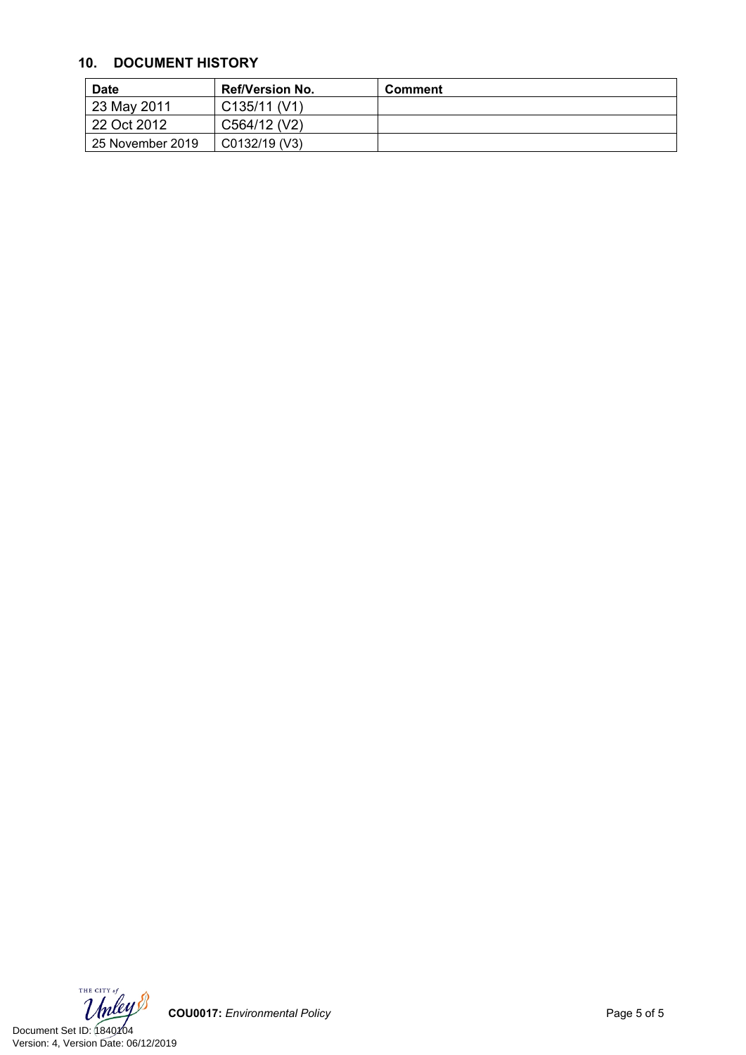## 10. DOCUMENT HISTORY

| Date | Ref/Version No. | Comment |
|---|---|---|
| 23 May 2011 | C135/11 (V1) | |
| 22 Oct 2012 | C564/12 (V2) | |
| 25 November 2019 | C0132/19 (V3) | |